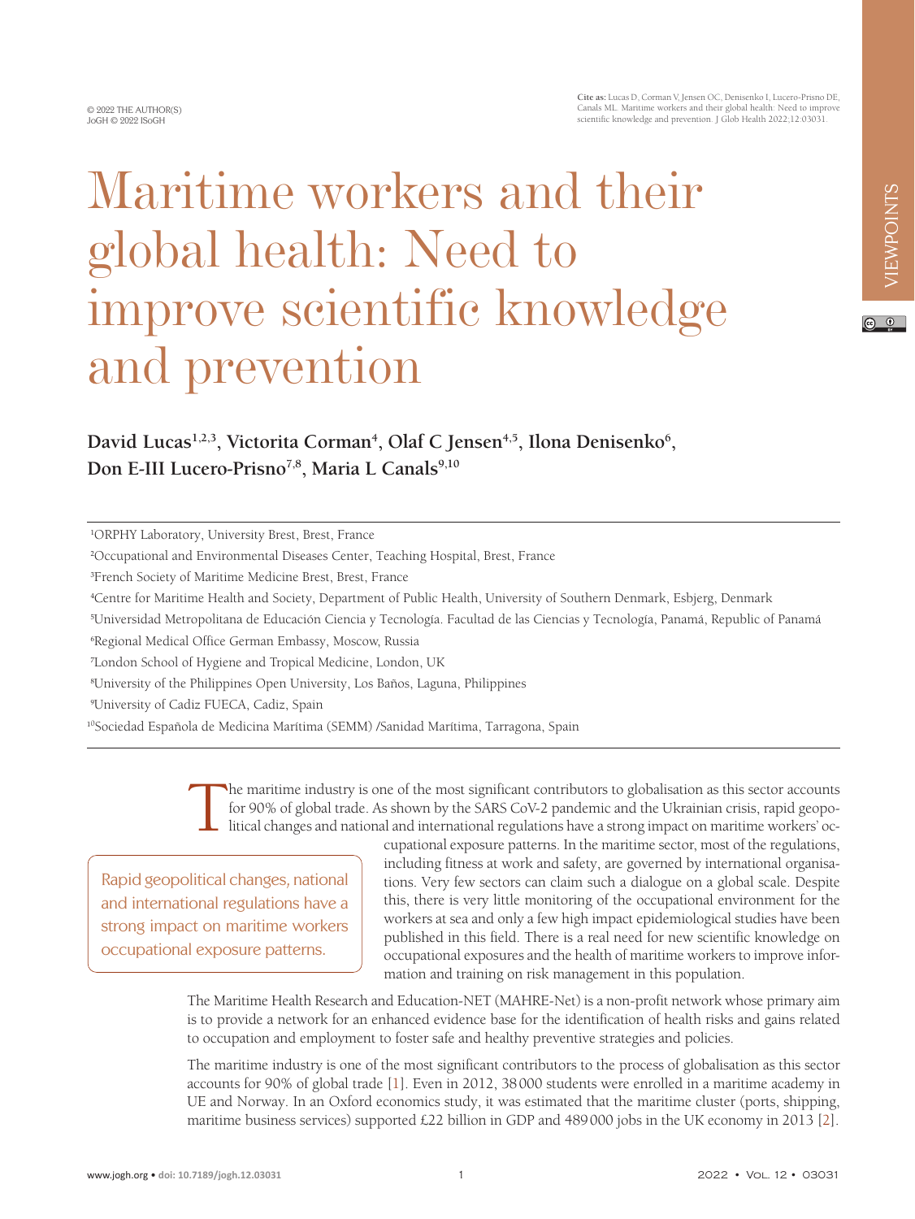# Maritime workers and their global health: Need to improve scientific knowledge and prevention

**David Lucas[1,2,3], Victorita Corman[4], Olaf C Jensen[4,5], Ilona Denisenko[6], Don E-III Lucero-Prisno[7,8], Maria L Canals[9,10]**

[1]ORPHY Laboratory, University Brest, Brest, France

[2]Occupational and Environmental Diseases Center, Teaching Hospital, Brest, France

[3]French Society of Maritime Medicine Brest, Brest, France

[4]Centre for Maritime Health and Society, Department of Public Health, University of Southern Denmark, Esbjerg, Denmark

[5]Universidad Metropolitana de Educación Ciencia y Tecnología. Facultad de las Ciencias y Tecnología, Panamá, Republic of Panamá

[6]Regional Medical Office German Embassy, Moscow, Russia

[7]London School of Hygiene and Tropical Medicine, London, UK

[8]University of the Philippines Open University, Los Baños, Laguna, Philippines

[9]University of Cadiz FUECA, Cadiz, Spain

[10]Sociedad Española de Medicina Marítima (SEMM) /Sanidad Marítima, Tarragona, Spain

The maritime industry is one of the most significant contributors to globalisation as this sector accounts for 90% of global trade. As shown by the SARS CoV-2 pandemic and the Ukrainian crisis, rapid geopolitical changes and national and international regulations have a strong impact on maritime workers' occupational exposure patterns. In the maritime sector, most of the regulations, including fitness at work and safety, are governed by international organisations. Very few sectors can claim such a dialogue on a global scale. Despite this, there is very little monitoring of the occupational environment for the workers at sea and only a few high impact epidemiological studies have been published in this field. There is a real need for new scientific knowledge on occupational exposures and the health of maritime workers to improve information and training on risk management in this population.

> Rapid geopolitical changes, national and international regulations have a strong impact on maritime workers occupational exposure patterns.

The Maritime Health Research and Education-NET (MAHRE-Net) is a non-profit network whose primary aim is to provide a network for an enhanced evidence base for the identification of health risks and gains related to occupation and employment to foster safe and healthy preventive strategies and policies.

The maritime industry is one of the most significant contributors to the process of globalisation as this sector accounts for 90% of global trade [1]. Even in 2012, 38 000 students were enrolled in a maritime academy in UE and Norway. In an Oxford economics study, it was estimated that the maritime cluster (ports, shipping, maritime business services) supported £22 billion in GDP and 489 000 jobs in the UK economy in 2013 [2].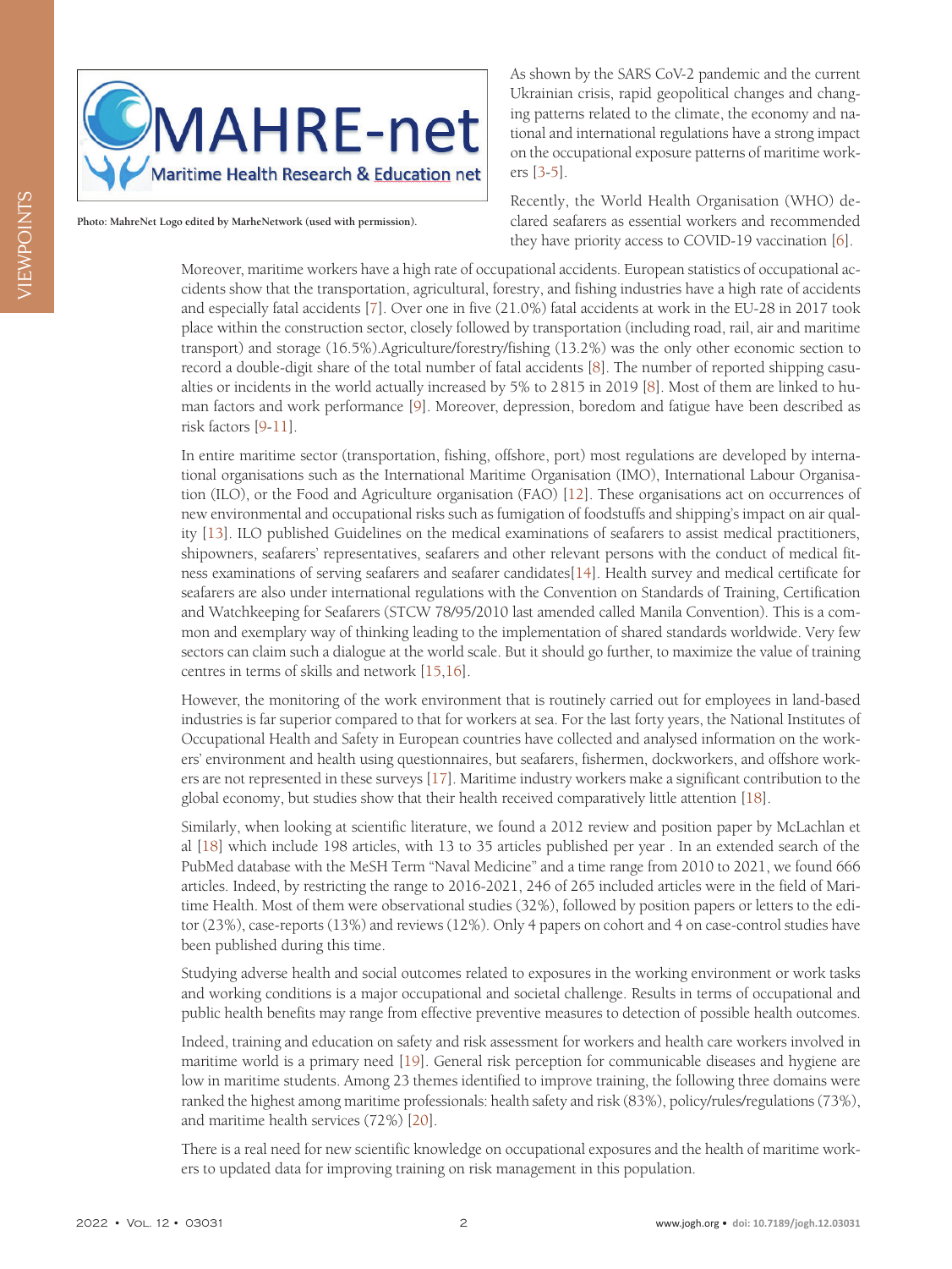Photo: MahreNet Logo edited by MarheNetwork (used with permission).

As shown by the SARS CoV-2 pandemic and the current Ukrainian crisis, rapid geopolitical changes and changing patterns related to the climate, the economy and national and international regulations have a strong impact on the occupational exposure patterns of maritime workers [3-5].

Recently, the World Health Organisation (WHO) declared seafarers as essential workers and recommended they have priority access to COVID-19 vaccination [6].

Moreover, maritime workers have a high rate of occupational accidents. European statistics of occupational accidents show that the transportation, agricultural, forestry, and fishing industries have a high rate of accidents and especially fatal accidents [7]. Over one in five (21.0%) fatal accidents at work in the EU-28 in 2017 took place within the construction sector, closely followed by transportation (including road, rail, air and maritime transport) and storage (16.5%).Agriculture/forestry/fishing (13.2%) was the only other economic section to record a double-digit share of the total number of fatal accidents [8]. The number of reported shipping casualties or incidents in the world actually increased by 5% to 2815 in 2019 [8]. Most of them are linked to human factors and work performance [9]. Moreover, depression, boredom and fatigue have been described as risk factors [9-11].

In entire maritime sector (transportation, fishing, offshore, port) most regulations are developed by international organisations such as the International Maritime Organisation (IMO), International Labour Organisation (ILO), or the Food and Agriculture organisation (FAO) [12]. These organisations act on occurrences of new environmental and occupational risks such as fumigation of foodstuffs and shipping's impact on air quality [13]. ILO published Guidelines on the medical examinations of seafarers to assist medical practitioners, shipowners, seafarers' representatives, seafarers and other relevant persons with the conduct of medical fitness examinations of serving seafarers and seafarer candidates[14]. Health survey and medical certificate for seafarers are also under international regulations with the Convention on Standards of Training, Certification and Watchkeeping for Seafarers (STCW 78/95/2010 last amended called Manila Convention). This is a common and exemplary way of thinking leading to the implementation of shared standards worldwide. Very few sectors can claim such a dialogue at the world scale. But it should go further, to maximize the value of training centres in terms of skills and network [15,16].

However, the monitoring of the work environment that is routinely carried out for employees in land-based industries is far superior compared to that for workers at sea. For the last forty years, the National Institutes of Occupational Health and Safety in European countries have collected and analysed information on the workers' environment and health using questionnaires, but seafarers, fishermen, dockworkers, and offshore workers are not represented in these surveys [17]. Maritime industry workers make a significant contribution to the global economy, but studies show that their health received comparatively little attention [18].

Similarly, when looking at scientific literature, we found a 2012 review and position paper by McLachlan et al [18] which include 198 articles, with 13 to 35 articles published per year . In an extended search of the PubMed database with the MeSH Term "Naval Medicine" and a time range from 2010 to 2021, we found 666 articles. Indeed, by restricting the range to 2016-2021, 246 of 265 included articles were in the field of Maritime Health. Most of them were observational studies (32%), followed by position papers or letters to the editor (23%), case-reports (13%) and reviews (12%). Only 4 papers on cohort and 4 on case-control studies have been published during this time.

Studying adverse health and social outcomes related to exposures in the working environment or work tasks and working conditions is a major occupational and societal challenge. Results in terms of occupational and public health benefits may range from effective preventive measures to detection of possible health outcomes.

Indeed, training and education on safety and risk assessment for workers and health care workers involved in maritime world is a primary need [19]. General risk perception for communicable diseases and hygiene are low in maritime students. Among 23 themes identified to improve training, the following three domains were ranked the highest among maritime professionals: health safety and risk (83%), policy/rules/regulations (73%), and maritime health services (72%) [20].

There is a real need for new scientific knowledge on occupational exposures and the health of maritime workers to updated data for improving training on risk management in this population.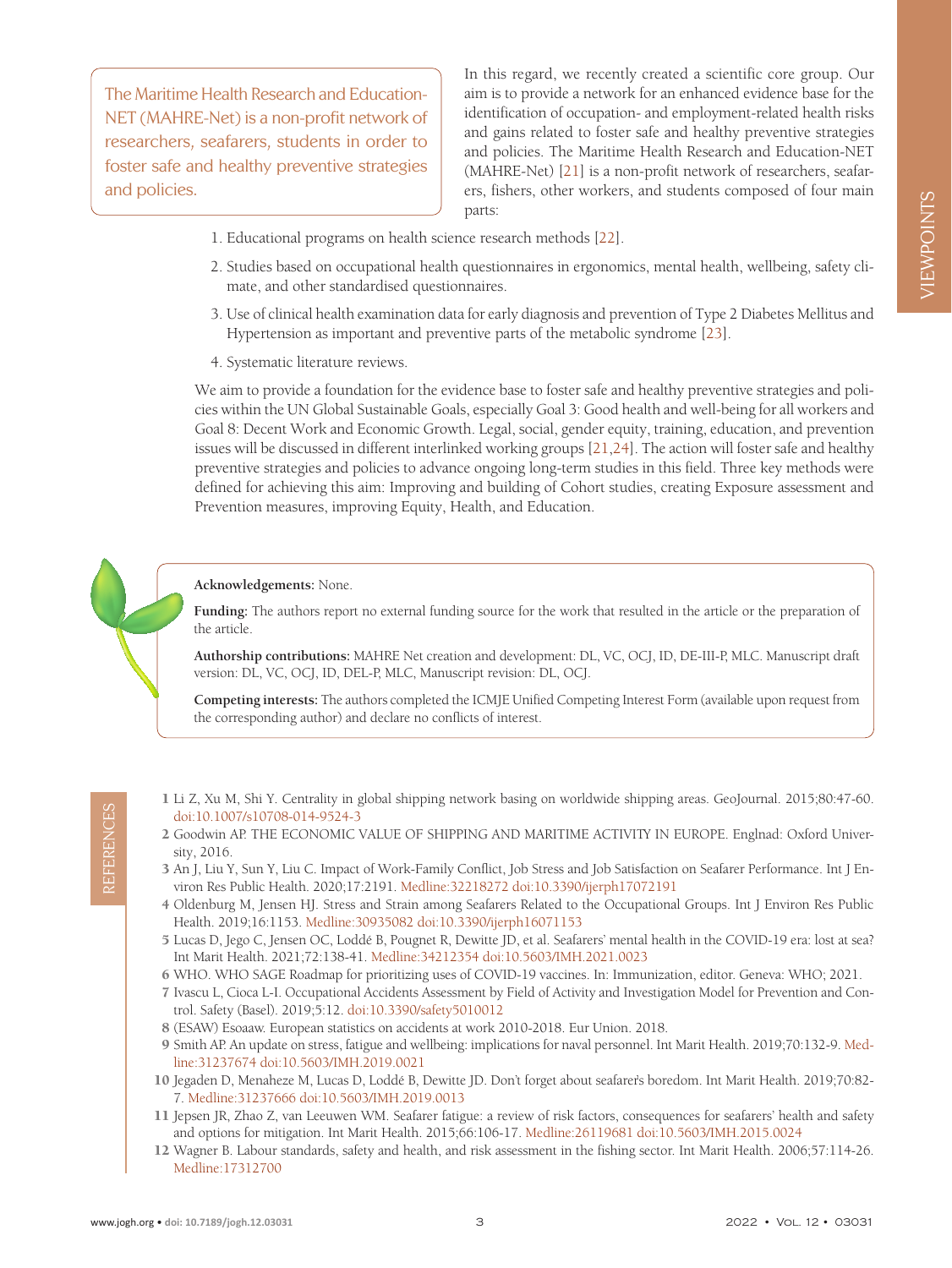The Maritime Health Research and Education-NET (MAHRE-Net) is a non-profit network of researchers, seafarers, students in order to foster safe and healthy preventive strategies and policies.

In this regard, we recently created a scientific core group. Our aim is to provide a network for an enhanced evidence base for the identification of occupation- and employment-related health risks and gains related to foster safe and healthy preventive strategies and policies. The Maritime Health Research and Education-NET (MAHRE-Net) [21] is a non-profit network of researchers, seafarers, fishers, other workers, and students composed of four main parts:

1. Educational programs on health science research methods [22].
2. Studies based on occupational health questionnaires in ergonomics, mental health, wellbeing, safety climate, and other standardised questionnaires.
3. Use of clinical health examination data for early diagnosis and prevention of Type 2 Diabetes Mellitus and Hypertension as important and preventive parts of the metabolic syndrome [23].
4. Systematic literature reviews.

We aim to provide a foundation for the evidence base to foster safe and healthy preventive strategies and policies within the UN Global Sustainable Goals, especially Goal 3: Good health and well-being for all workers and Goal 8: Decent Work and Economic Growth. Legal, social, gender equity, training, education, and prevention issues will be discussed in different interlinked working groups [21,24]. The action will foster safe and healthy preventive strategies and policies to advance ongoing long-term studies in this field. Three key methods were defined for achieving this aim: Improving and building of Cohort studies, creating Exposure assessment and Prevention measures, improving Equity, Health, and Education.

**Acknowledgements:** None.

**Funding:** The authors report no external funding source for the work that resulted in the article or the preparation of the article.

**Authorship contributions:** MAHRE Net creation and development: DL, VC, OCJ, ID, DE-III-P, MLC. Manuscript draft version: DL, VC, OCJ, ID, DEL-P, MLC, Manuscript revision: DL, OCJ.

**Competing interests:** The authors completed the ICMJE Unified Competing Interest Form (available upon request from the corresponding author) and declare no conflicts of interest.

## REFERENCES

1 Li Z, Xu M, Shi Y. Centrality in global shipping network basing on worldwide shipping areas. GeoJournal. 2015;80:47-60. doi:10.1007/s10708-014-9524-3

2 Goodwin AP. THE ECONOMIC VALUE OF SHIPPING AND MARITIME ACTIVITY IN EUROPE. Englnad: Oxford University, 2016.

3 An J, Liu Y, Sun Y, Liu C. Impact of Work-Family Conflict, Job Stress and Job Satisfaction on Seafarer Performance. Int J Environ Res Public Health. 2020;17:2191. Medline:32218272 doi:10.3390/ijerph17072191

4 Oldenburg M, Jensen HJ. Stress and Strain among Seafarers Related to the Occupational Groups. Int J Environ Res Public Health. 2019;16:1153. Medline:30935082 doi:10.3390/ijerph16071153

5 Lucas D, Jego C, Jensen OC, Loddé B, Pougnet R, Dewitte JD, et al. Seafarers' mental health in the COVID-19 era: lost at sea? Int Marit Health. 2021;72:138-41. Medline:34212354 doi:10.5603/IMH.2021.0023

6 WHO. WHO SAGE Roadmap for prioritizing uses of COVID-19 vaccines. In: Immunization, editor. Geneva: WHO; 2021.

7 Ivascu L, Cioca L-I. Occupational Accidents Assessment by Field of Activity and Investigation Model for Prevention and Control. Safety (Basel). 2019;5:12. doi:10.3390/safety5010012

8 (ESAW) Esoaaw. European statistics on accidents at work 2010-2018. Eur Union. 2018.

9 Smith AP. An update on stress, fatigue and wellbeing: implications for naval personnel. Int Marit Health. 2019;70:132-9. Medline:31237674 doi:10.5603/IMH.2019.0021

10 Jegaden D, Menaheze M, Lucas D, Loddé B, Dewitte JD. Don't forget about seafarer's boredom. Int Marit Health. 2019;70:82-7. Medline:31237666 doi:10.5603/IMH.2019.0013

11 Jepsen JR, Zhao Z, van Leeuwen WM. Seafarer fatigue: a review of risk factors, consequences for seafarers' health and safety and options for mitigation. Int Marit Health. 2015;66:106-17. Medline:26119681 doi:10.5603/IMH.2015.0024

12 Wagner B. Labour standards, safety and health, and risk assessment in the fishing sector. Int Marit Health. 2006;57:114-26. Medline:17312700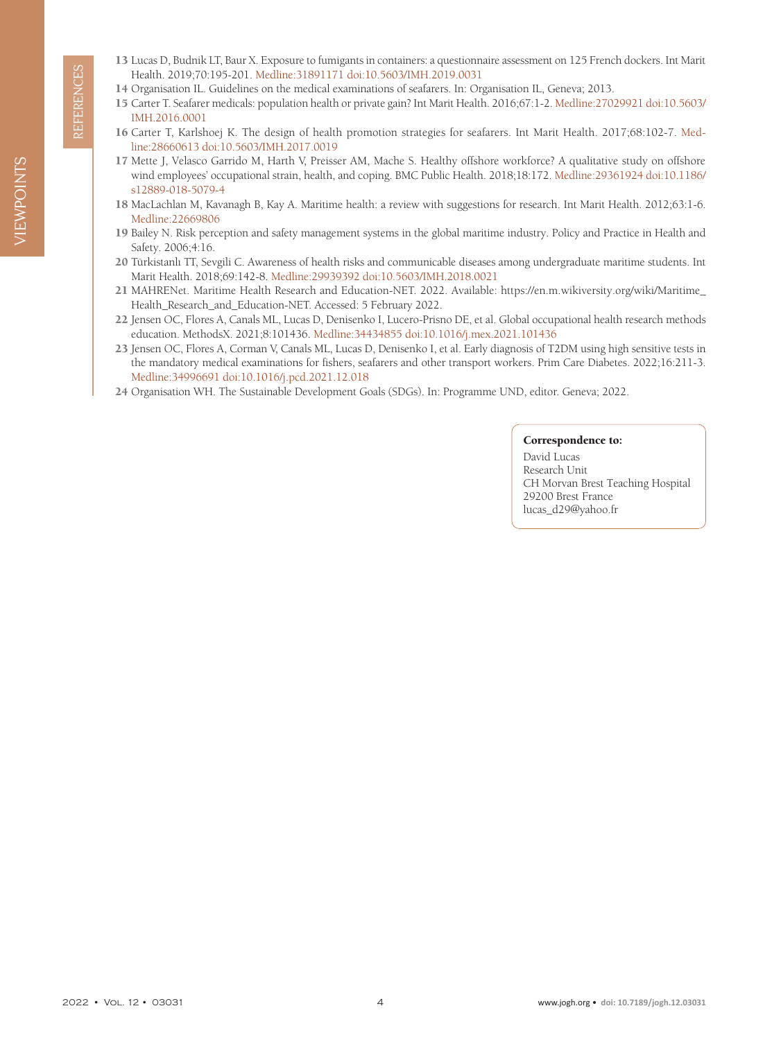13 Lucas D, Budnik LT, Baur X. Exposure to fumigants in containers: a questionnaire assessment on 125 French dockers. Int Marit Health. 2019;70:195-201. Medline:31891171 doi:10.5603/IMH.2019.0031

14 Organisation IL. Guidelines on the medical examinations of seafarers. In: Organisation IL, Geneva; 2013.

15 Carter T. Seafarer medicals: population health or private gain? Int Marit Health. 2016;67:1-2. Medline:27029921 doi:10.5603/IMH.2016.0001

16 Carter T, Karlshoej K. The design of health promotion strategies for seafarers. Int Marit Health. 2017;68:102-7. Medline:28660613 doi:10.5603/IMH.2017.0019

17 Mette J, Velasco Garrido M, Harth V, Preisser AM, Mache S. Healthy offshore workforce? A qualitative study on offshore wind employees' occupational strain, health, and coping. BMC Public Health. 2018;18:172. Medline:29361924 doi:10.1186/s12889-018-5079-4

18 MacLachlan M, Kavanagh B, Kay A. Maritime health: a review with suggestions for research. Int Marit Health. 2012;63:1-6. Medline:22669806

19 Bailey N. Risk perception and safety management systems in the global maritime industry. Policy and Practice in Health and Safety. 2006;4:16.

20 Türkistanlı TT, Sevgili C. Awareness of health risks and communicable diseases among undergraduate maritime students. Int Marit Health. 2018;69:142-8. Medline:29939392 doi:10.5603/IMH.2018.0021

21 MAHRENet. Maritime Health Research and Education-NET. 2022. Available: https://en.m.wikiversity.org/wiki/Maritime_Health_Research_and_Education-NET. Accessed: 5 February 2022.

22 Jensen OC, Flores A, Canals ML, Lucas D, Denisenko I, Lucero-Prisno DE, et al. Global occupational health research methods education. MethodsX. 2021;8:101436. Medline:34434855 doi:10.1016/j.mex.2021.101436

23 Jensen OC, Flores A, Corman V, Canals ML, Lucas D, Denisenko I, et al. Early diagnosis of T2DM using high sensitive tests in the mandatory medical examinations for fishers, seafarers and other transport workers. Prim Care Diabetes. 2022;16:211-3. Medline:34996691 doi:10.1016/j.pcd.2021.12.018

24 Organisation WH. The Sustainable Development Goals (SDGs). In: Programme UND, editor. Geneva; 2022.

**Correspondence to:**

David Lucas
Research Unit
CH Morvan Brest Teaching Hospital
29200 Brest France
lucas_d29@yahoo.fr